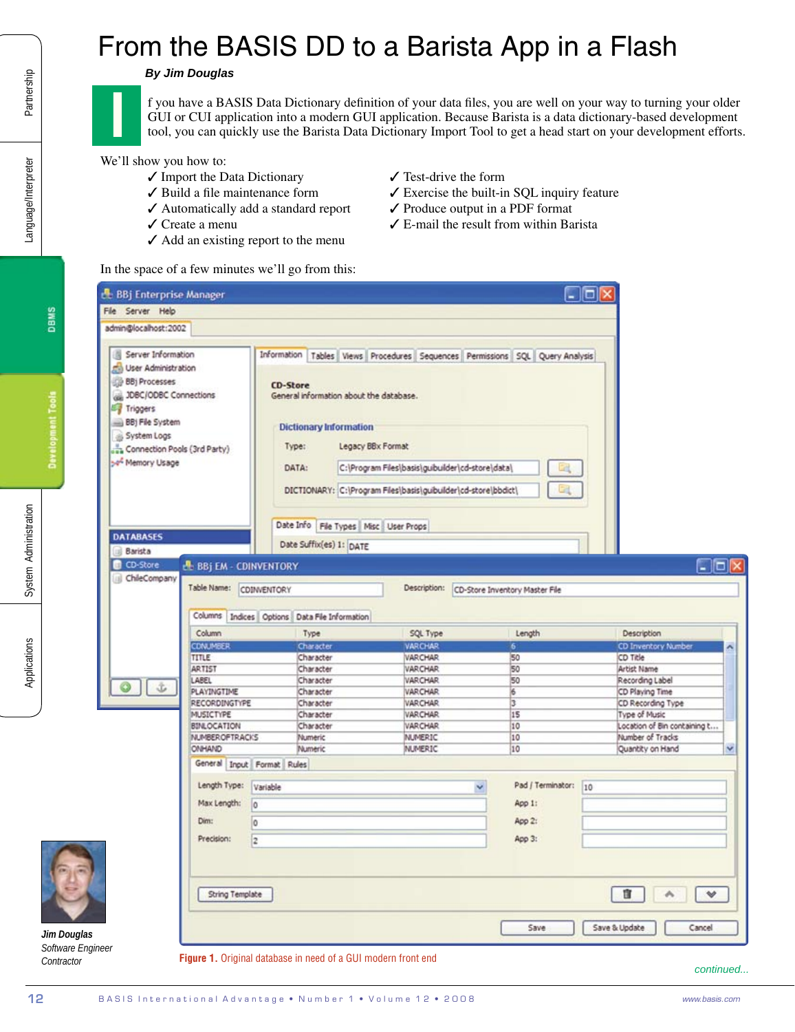# From the BASIS DD to a Barista App in a Flash

***By Jim Douglas***

If you have a BASIS Data Dictionary definition of your data files, you are well on your way to turning your older GUI or CUI application into a modern GUI application. Because Barista is a data dictionary-based development tool, you can quickly use the Barista Data Dictionary Import Tool to get a head start on your development efforts.

We'll show you how to:

- ✓ Import the Data Dictionary
- ✓ Build a file maintenance form
- ✓ Automatically add a standard report
- ✓ Create a menu
- ✓ Add an existing report to the menu
- ✓ Test-drive the form
- ✓ Exercise the built-in SQL inquiry feature
- ✓ Produce output in a PDF format
- ✓ E-mail the result from within Barista

In the space of a few minutes we'll go from this:

**Figure 1.** Original database in need of a GUI modern front end

***Jim Douglas***
*Software Engineer*
*Contractor*

*continued...*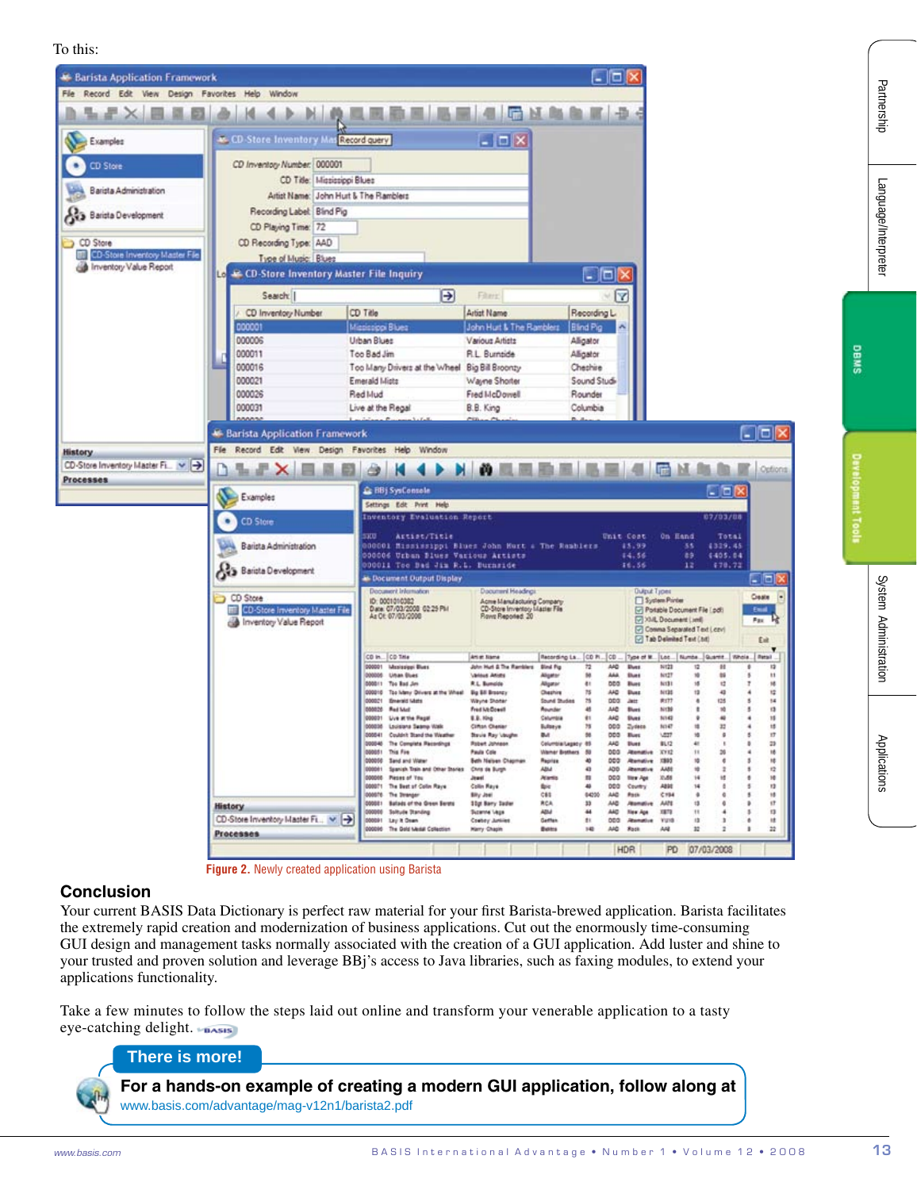To this:

Figure 2. Newly created application using Barista

## Conclusion

Your current BASIS Data Dictionary is perfect raw material for your first Barista-brewed application. Barista facilitates the extremely rapid creation and modernization of business applications. Cut out the enormously time-consuming GUI design and management tasks normally associated with the creation of a GUI application. Add luster and shine to your trusted and proven solution and leverage BBj's access to Java libraries, such as faxing modules, to extend your applications functionality.

Take a few minutes to follow the steps laid out online and transform your venerable application to a tasty eye-catching delight.

**There is more!**

**For a hands-on example of creating a modern GUI application, follow along at**
www.basis.com/advantage/mag-v12n1/barista2.pdf